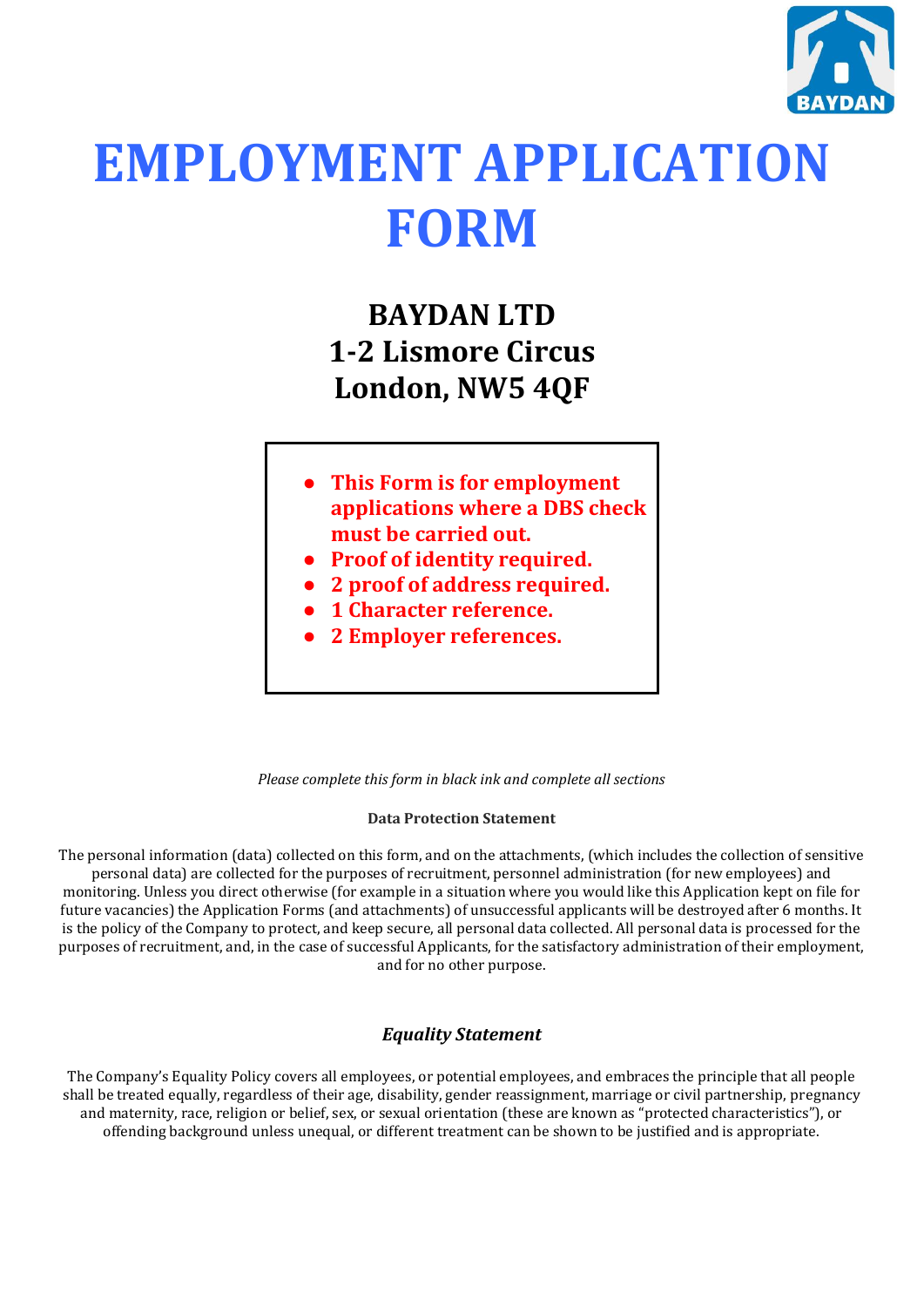# EMPLOYMENT APPLICATION FORM

## BAYDAN LTD
## 1-2 Lismore Circus
## London, NW5 4QF

- **This Form is for employment applications where a DBS check must be carried out.**
- **Proof of identity required.**
- **2 proof of address required.**
- **1 Character reference.**
- **2 Employer references.**

*Please complete this form in black ink and complete all sections*

**Data Protection Statement**

The personal information (data) collected on this form, and on the attachments, (which includes the collection of sensitive personal data) are collected for the purposes of recruitment, personnel administration (for new employees) and monitoring. Unless you direct otherwise (for example in a situation where you would like this Application kept on file for future vacancies) the Application Forms (and attachments) of unsuccessful applicants will be destroyed after 6 months. It is the policy of the Company to protect, and keep secure, all personal data collected. All personal data is processed for the purposes of recruitment, and, in the case of successful Applicants, for the satisfactory administration of their employment, and for no other purpose.

***Equality Statement***

The Company's Equality Policy covers all employees, or potential employees, and embraces the principle that all people shall be treated equally, regardless of their age, disability, gender reassignment, marriage or civil partnership, pregnancy and maternity, race, religion or belief, sex, or sexual orientation (these are known as "protected characteristics"), or offending background unless unequal, or different treatment can be shown to be justified and is appropriate.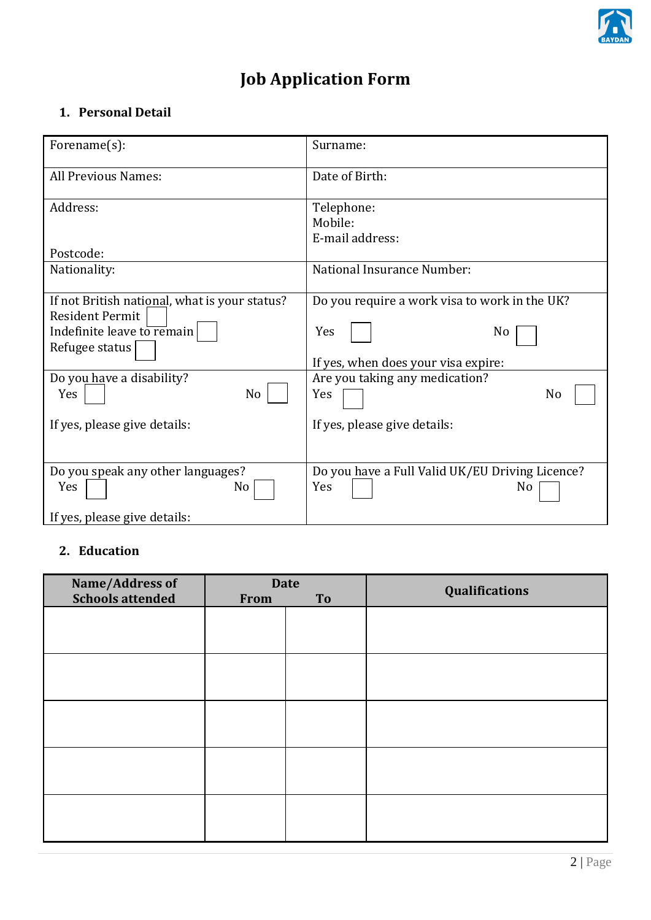# Job Application Form

## 1. Personal Detail

| | |
|---|---|
| Forename(s): | Surname: |
| All Previous Names: | Date of Birth: |
| Address:<br><br>Postcode: | Telephone:<br>Mobile:<br>E-mail address: |
| Nationality: | National Insurance Number: |
| If not British national, what is your status?<br>Resident Permit ☐<br>Indefinite leave to remain ☐<br>Refugee status ☐ | Do you require a work visa to work in the UK?<br>Yes ☐ No ☐<br>If yes, when does your visa expire: |
| Do you have a disability?<br>Yes ☐ No ☐<br>If yes, please give details: | Are you taking any medication?<br>Yes ☐ No ☐<br>If yes, please give details: |
| Do you speak any other languages?<br>Yes ☐ No ☐<br>If yes, please give details: | Do you have a Full Valid UK/EU Driving Licence?<br>Yes ☐ No ☐ |

## 2. Education

| Name/Address of Schools attended | Date | | Qualifications |
|---|---|---|---|
| | From | To | |
| | | | |
| | | | |
| | | | |
| | | | |
| | | | |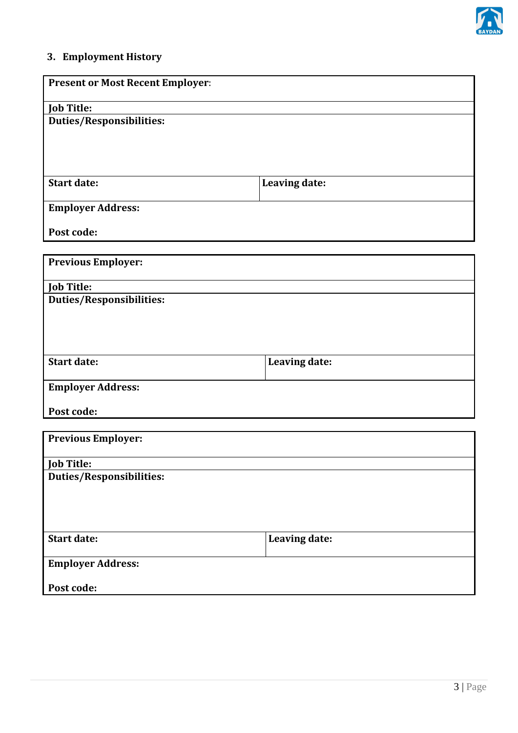### 3. Employment History

| **Present or Most Recent Employer**: | |
|---|---|
| **Job Title:** | |
| **Duties/Responsibilities:** | |
| **Start date:** | **Leaving date:** |
| **Employer Address:**<br><br>**Post code:** | |

| **Previous Employer:** | |
|---|---|
| **Job Title:** | |
| **Duties/Responsibilities:** | |
| **Start date:** | **Leaving date:** |
| **Employer Address:**<br><br>**Post code:** | |

| **Previous Employer:** | |
|---|---|
| **Job Title:** | |
| **Duties/Responsibilities:** | |
| **Start date:** | **Leaving date:** |
| **Employer Address:**<br><br>**Post code:** | |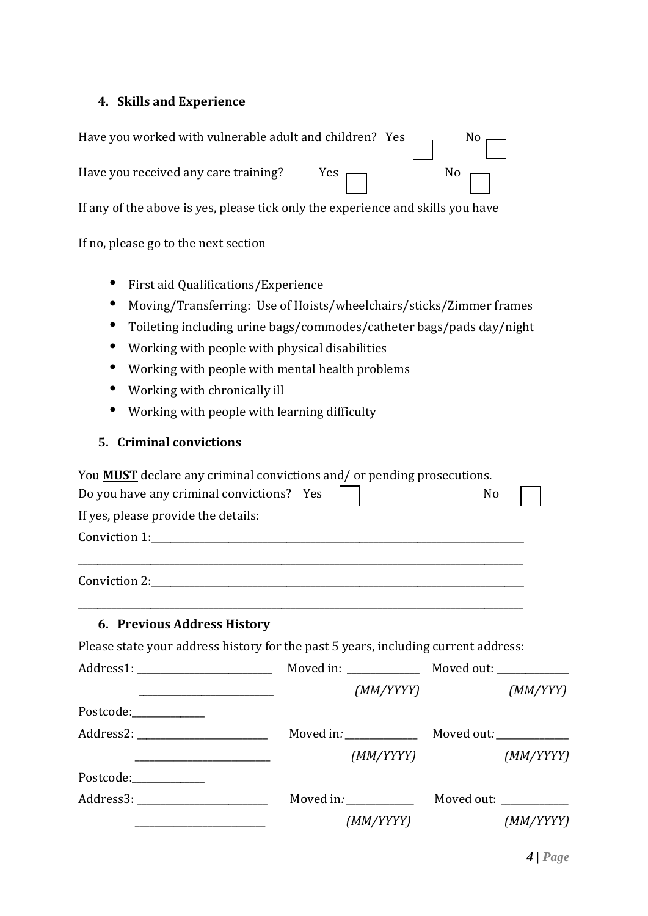### 4. Skills and Experience

Have you worked with vulnerable adult and children? Yes ☐ No ☐

Have you received any care training? Yes ☐ No ☐

If any of the above is yes, please tick only the experience and skills you have

If no, please go to the next section

- First aid Qualifications/Experience
- Moving/Transferring: Use of Hoists/wheelchairs/sticks/Zimmer frames
- Toileting including urine bags/commodes/catheter bags/pads day/night
- Working with people with physical disabilities
- Working with people with mental health problems
- Working with chronically ill
- Working with people with learning difficulty

### 5. Criminal convictions

You **MUST** declare any criminal convictions and/ or pending prosecutions.
Do you have any criminal convictions? Yes ☐ No ☐

If yes, please provide the details:

Conviction 1:______________________________________________________________

___________________________________________________________________________

Conviction 2:______________________________________________________________

___________________________________________________________________________

### 6. Previous Address History

Please state your address history for the past 5 years, including current address:

Address1: ______________________ Moved in: ____________ Moved out: ____________
______________________ *(MM/YYYY)* *(MM/YYY)*

Postcode:____________

Address2: ______________________ Moved in*:* ____________ Moved out*:* ____________
______________________ *(MM/YYYY)* *(MM/YYYY)*

Postcode:____________

Address3: ______________________ Moved in*:* ____________ Moved out: ____________
______________________ *(MM/YYYY)* *(MM/YYYY)*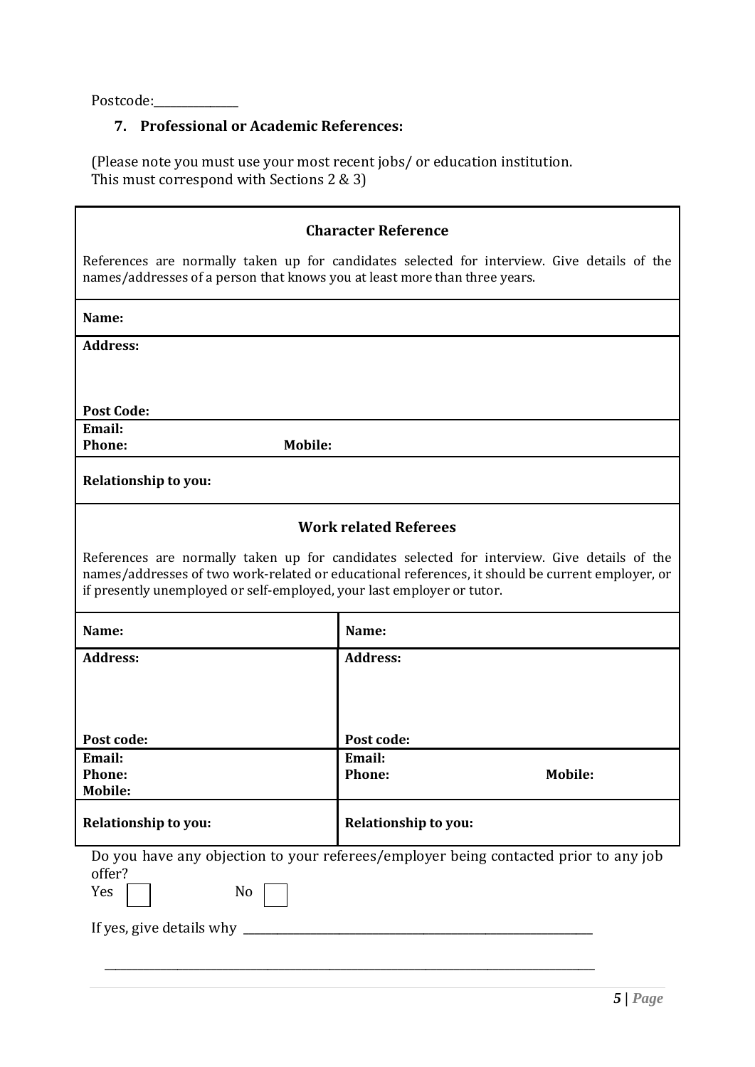Postcode:______________

### 7. Professional or Academic References:

(Please note you must use your most recent jobs/ or education institution.
This must correspond with Sections 2 & 3)

| **Character Reference** |
|---|
| References are normally taken up for candidates selected for interview. Give details of the names/addresses of a person that knows you at least more than three years. |
| **Name:** |
| **Address:**<br><br><br>**Post Code:** |
| **Email:**<br>**Phone:** **Mobile:** |
| **Relationship to you:** |

| **Work related Referees** | |
|---|---|
| References are normally taken up for candidates selected for interview. Give details of the names/addresses of two work-related or educational references, it should be current employer, or if presently unemployed or self-employed, your last employer or tutor. | |
| **Name:** | **Name:** |
| **Address:**<br><br><br>**Post code:** | **Address:**<br><br><br>**Post code:** |
| **Email:**<br>**Phone:**<br>**Mobile:** | **Email:**<br>**Phone:** **Mobile:** |
| **Relationship to you:** | **Relationship to you:** |

Do you have any objection to your referees/employer being contacted prior to any job offer?

Yes ☐ No ☐

If yes, give details why ___________________________________________________________

_______________________________________________________________________________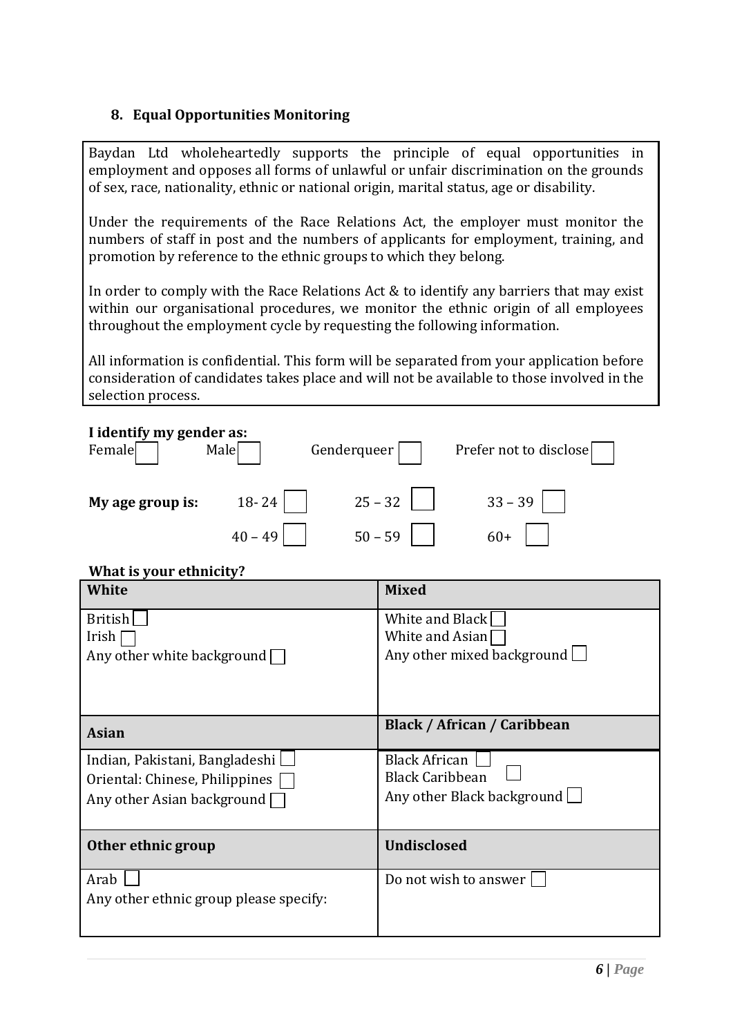## 8. Equal Opportunities Monitoring

Baydan Ltd wholeheartedly supports the principle of equal opportunities in employment and opposes all forms of unlawful or unfair discrimination on the grounds of sex, race, nationality, ethnic or national origin, marital status, age or disability.

Under the requirements of the Race Relations Act, the employer must monitor the numbers of staff in post and the numbers of applicants for employment, training, and promotion by reference to the ethnic groups to which they belong.

In order to comply with the Race Relations Act & to identify any barriers that may exist within our organisational procedures, we monitor the ethnic origin of all employees throughout the employment cycle by requesting the following information.

All information is confidential. This form will be separated from your application before consideration of candidates takes place and will not be available to those involved in the selection process.

**I identify my gender as:**

Female ☐ Male ☐ Genderqueer ☐ Prefer not to disclose ☐

**My age group is:** 18- 24 ☐ 25 – 32 ☐ 33 – 39 ☐ 40 – 49 ☐ 50 – 59 ☐ 60+ ☐

**What is your ethnicity?**

| **White** | **Mixed** |
|---|---|
| British ☐<br>Irish ☐<br>Any other white background ☐ | White and Black ☐<br>White and Asian ☐<br>Any other mixed background ☐ |
| **Asian** | **Black / African / Caribbean** |
| Indian, Pakistani, Bangladeshi ☐<br>Oriental: Chinese, Philippines ☐<br>Any other Asian background ☐ | Black African ☐<br>Black Caribbean ☐<br>Any other Black background ☐ |
| **Other ethnic group** | **Undisclosed** |
| Arab ☐<br>Any other ethnic group please specify: | Do not wish to answer ☐ |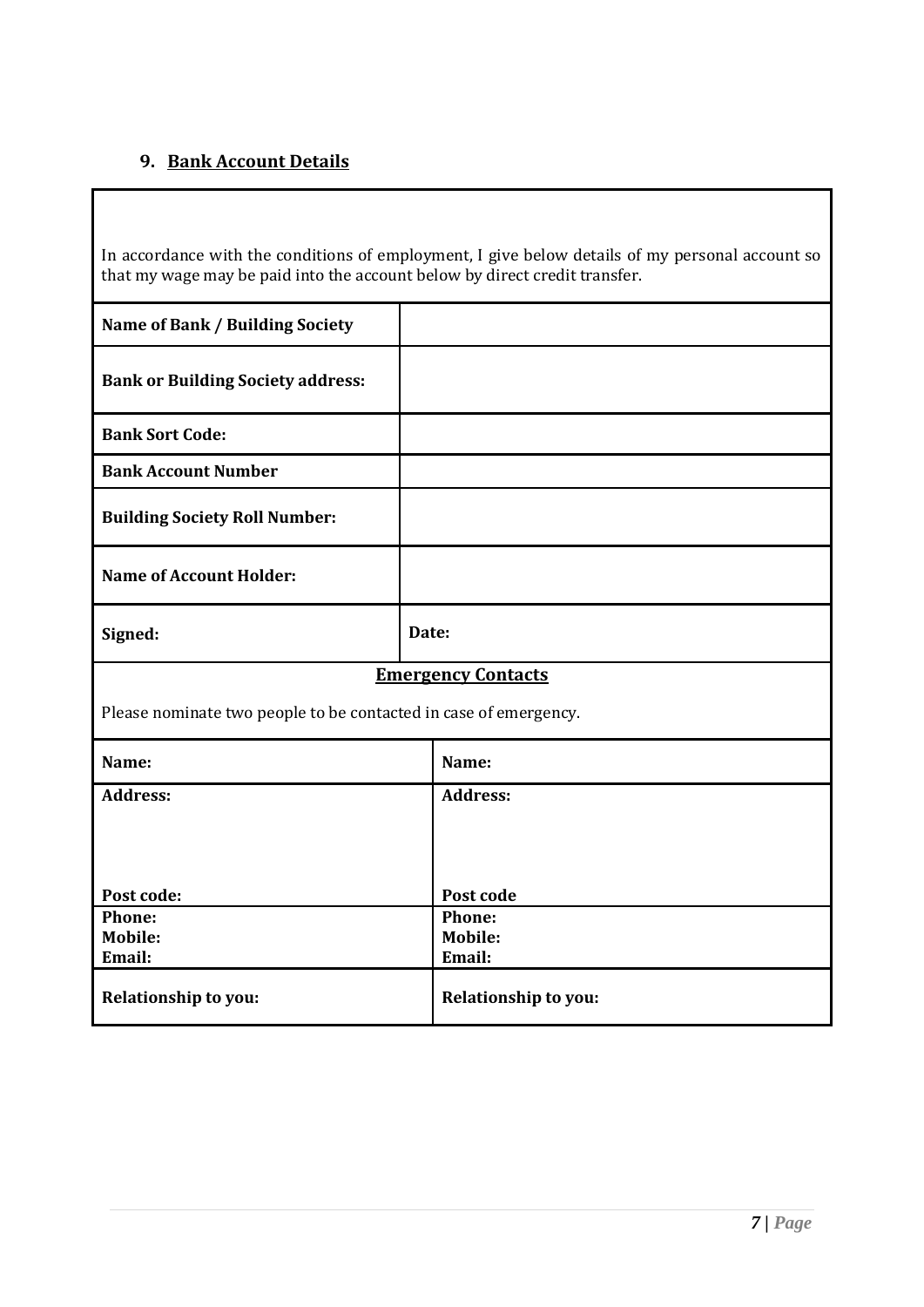## 9. Bank Account Details

In accordance with the conditions of employment, I give below details of my personal account so that my wage may be paid into the account below by direct credit transfer.

| | |
|---|---|
| **Name of Bank / Building Society** | |
| **Bank or Building Society address:** | |
| **Bank Sort Code:** | |
| **Bank Account Number** | |
| **Building Society Roll Number:** | |
| **Name of Account Holder:** | |
| **Signed:** | **Date:** |

**Emergency Contacts**

Please nominate two people to be contacted in case of emergency.

| | |
|---|---|
| **Name:** | **Name:** |
| **Address:**<br><br><br>**Post code:** | **Address:**<br><br><br>**Post code** |
| **Phone:**<br>**Mobile:**<br>**Email:** | **Phone:**<br>**Mobile:**<br>**Email:** |
| **Relationship to you:** | **Relationship to you:** |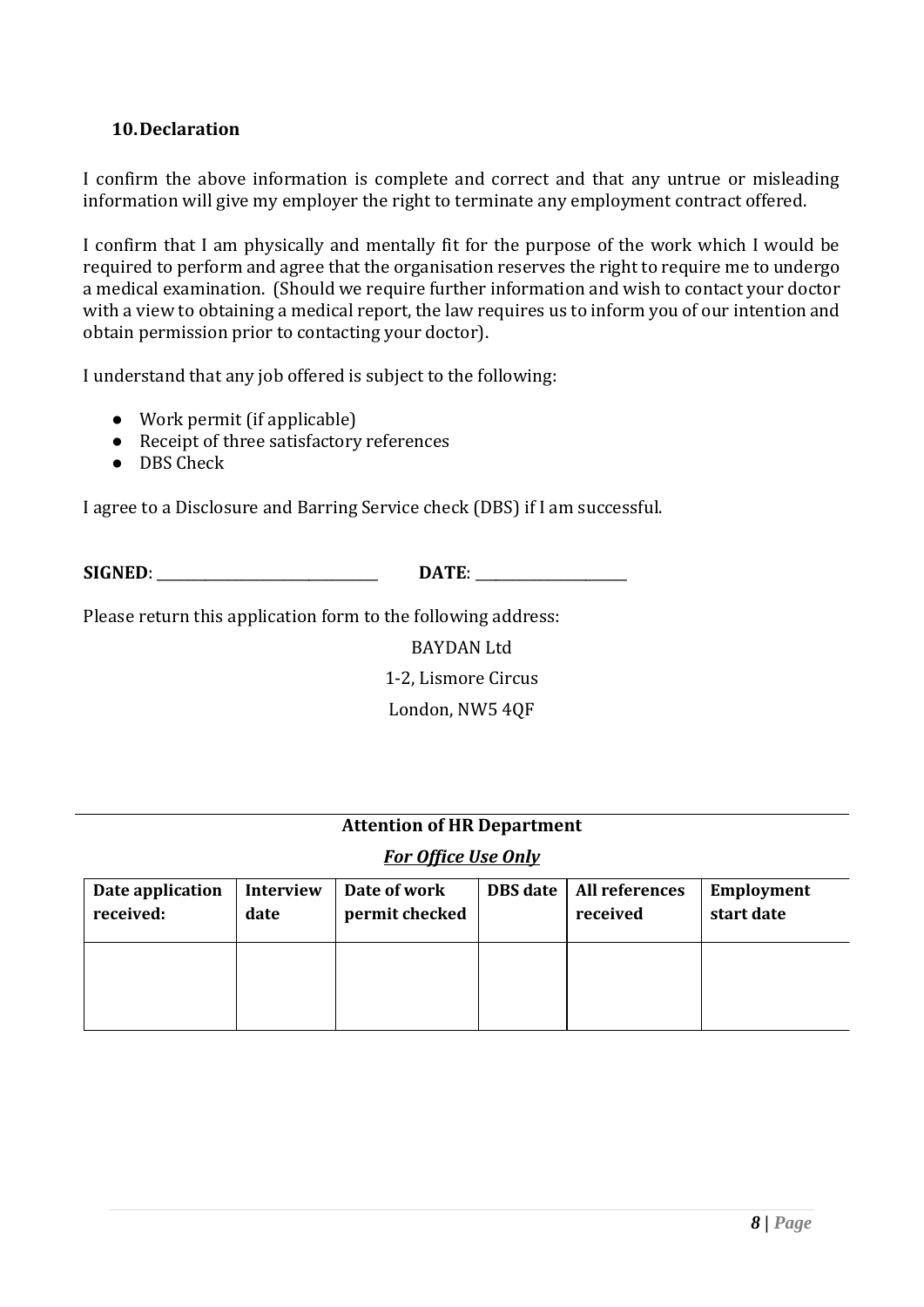## 10. Declaration

I confirm the above information is complete and correct and that any untrue or misleading information will give my employer the right to terminate any employment contract offered.

I confirm that I am physically and mentally fit for the purpose of the work which I would be required to perform and agree that the organisation reserves the right to require me to undergo a medical examination. (Should we require further information and wish to contact your doctor with a view to obtaining a medical report, the law requires us to inform you of our intention and obtain permission prior to contacting your doctor).

I understand that any job offered is subject to the following:

- Work permit (if applicable)
- Receipt of three satisfactory references
- DBS Check

I agree to a Disclosure and Barring Service check (DBS) if I am successful.

**SIGNED**: ______________________________ **DATE**: ____________________

Please return this application form to the following address:

BAYDAN Ltd

1-2, Lismore Circus

London, NW5 4QF

**Attention of HR Department**

***For Office Use Only***

| Date application received: | Interview date | Date of work permit checked | DBS date | All references received | Employment start date |
|---|---|---|---|---|---|
| | | | | | |